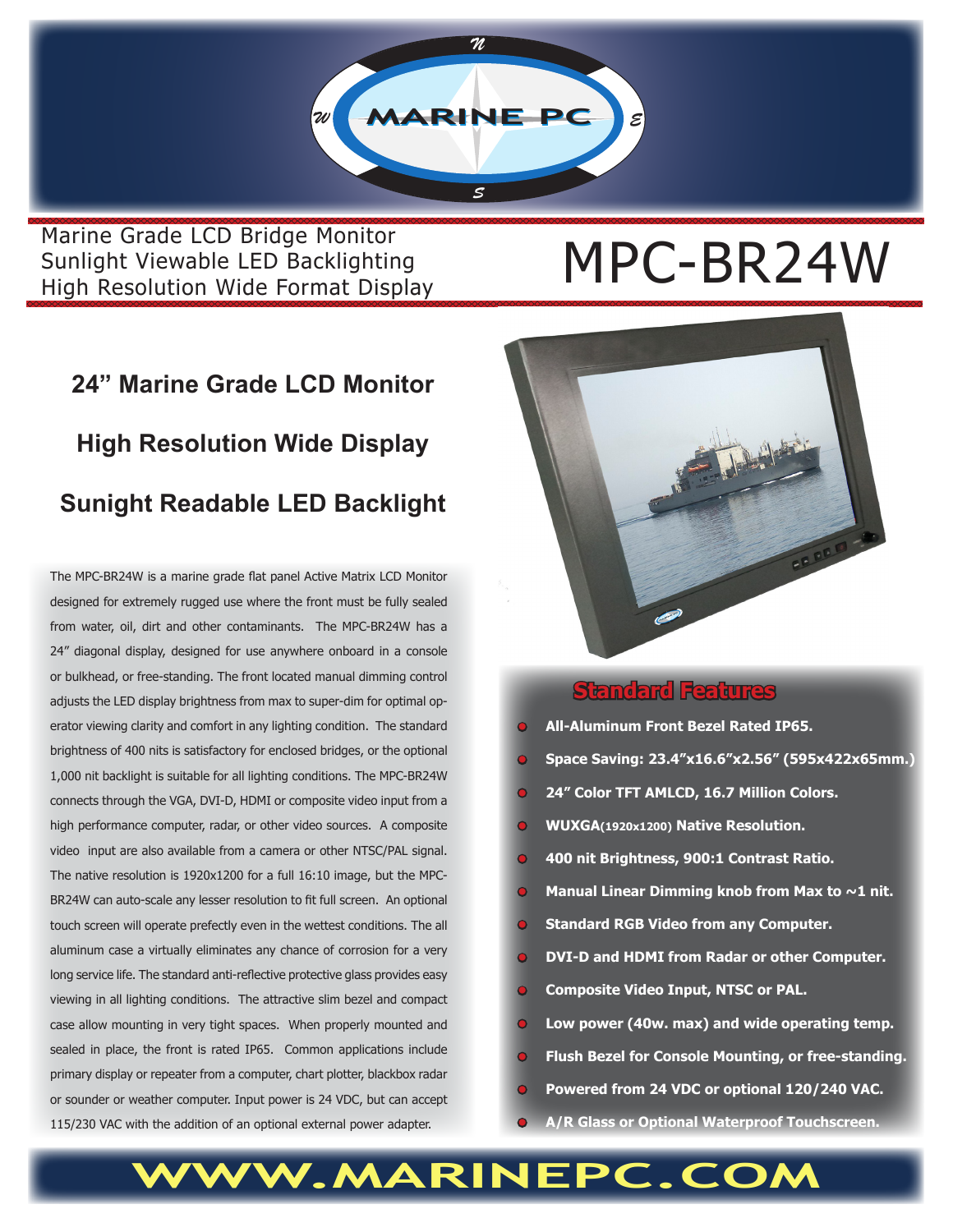MARINE PC

Marine Grade LCD Bridge Monitor
Sunlight Viewable LED Backlighting
High Resolution Wide Format Display

# MPC-BR24W

## 24" Marine Grade LCD Monitor

## High Resolution Wide Display

## Sunight Readable LED Backlight

The MPC-BR24W is a marine grade flat panel Active Matrix LCD Monitor designed for extremely rugged use where the front must be fully sealed from water, oil, dirt and other contaminants. The MPC-BR24W has a 24" diagonal display, designed for use anywhere onboard in a console or bulkhead, or free-standing. The front located manual dimming control adjusts the LED display brightness from max to super-dim for optimal operator viewing clarity and comfort in any lighting condition. The standard brightness of 400 nits is satisfactory for enclosed bridges, or the optional 1,000 nit backlight is suitable for all lighting conditions. The MPC-BR24W connects through the VGA, DVI-D, HDMI or composite video input from a high performance computer, radar, or other video sources. A composite video input are also available from a camera or other NTSC/PAL signal. The native resolution is 1920x1200 for a full 16:10 image, but the MPC-BR24W can auto-scale any lesser resolution to fit full screen. An optional touch screen will operate prefectly even in the wettest conditions. The all aluminum case a virtually eliminates any chance of corrosion for a very long service life. The standard anti-reflective protective glass provides easy viewing in all lighting conditions. The attractive slim bezel and compact case allow mounting in very tight spaces. When properly mounted and sealed in place, the front is rated IP65. Common applications include primary display or repeater from a computer, chart plotter, blackbox radar or sounder or weather computer. Input power is 24 VDC, but can accept 115/230 VAC with the addition of an optional external power adapter.

## Standard Features

- **All-Aluminum Front Bezel Rated IP65.**
- **Space Saving: 23.4"x16.6"x2.56" (595x422x65mm.)**
- **24" Color TFT AMLCD, 16.7 Million Colors.**
- **WUXGA(1920x1200) Native Resolution.**
- **400 nit Brightness, 900:1 Contrast Ratio.**
- **Manual Linear Dimming knob from Max to ~1 nit.**
- **Standard RGB Video from any Computer.**
- **DVI-D and HDMI from Radar or other Computer.**
- **Composite Video Input, NTSC or PAL.**
- **Low power (40w. max) and wide operating temp.**
- **Flush Bezel for Console Mounting, or free-standing.**
- **Powered from 24 VDC or optional 120/240 VAC.**
- **A/R Glass or Optional Waterproof Touchscreen.**

WWW.MARINEPC.COM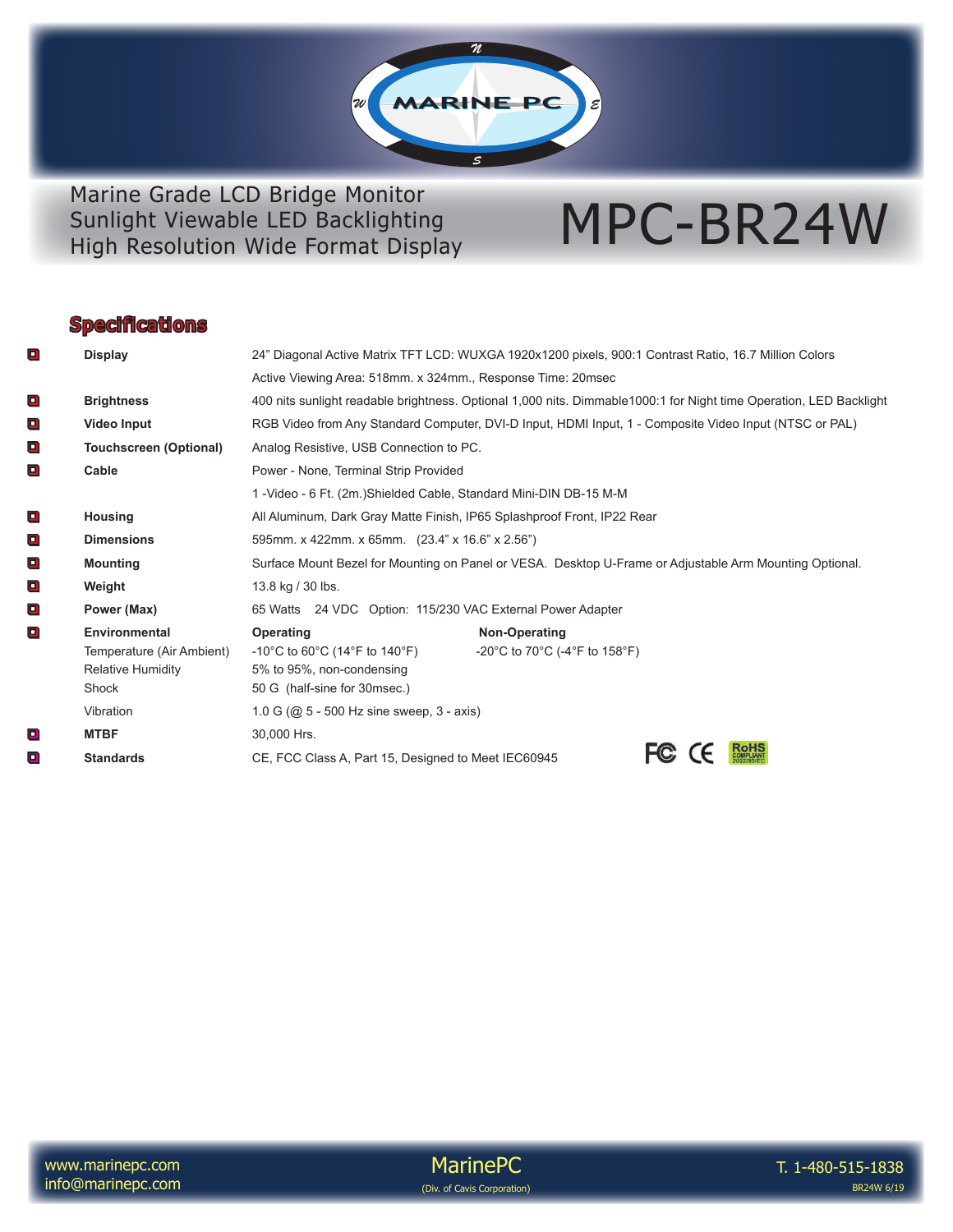MARINE PC

Marine Grade LCD Bridge Monitor
Sunlight Viewable LED Backlighting
High Resolution Wide Format Display

# MPC-BR24W

## Specifications

| | | |
|---|---|---|
| **Display** | 24" Diagonal Active Matrix TFT LCD: WUXGA 1920x1200 pixels, 900:1 Contrast Ratio, 16.7 Million Colors | |
| | Active Viewing Area: 518mm. x 324mm., Response Time: 20msec | |
| **Brightness** | 400 nits sunlight readable brightness. Optional 1,000 nits. Dimmable1000:1 for Night time Operation, LED Backlight | |
| **Video Input** | RGB Video from Any Standard Computer, DVI-D Input, HDMI Input, 1 - Composite Video Input (NTSC or PAL) | |
| **Touchscreen (Optional)** | Analog Resistive, USB Connection to PC. | |
| **Cable** | Power - None, Terminal Strip Provided | |
| | 1 -Video - 6 Ft. (2m.)Shielded Cable, Standard Mini-DIN DB-15 M-M | |
| **Housing** | All Aluminum, Dark Gray Matte Finish, IP65 Splashproof Front, IP22 Rear | |
| **Dimensions** | 595mm. x 422mm. x 65mm. (23.4" x 16.6" x 2.56") | |
| **Mounting** | Surface Mount Bezel for Mounting on Panel or VESA. Desktop U-Frame or Adjustable Arm Mounting Optional. | |
| **Weight** | 13.8 kg / 30 lbs. | |
| **Power (Max)** | 65 Watts 24 VDC Option: 115/230 VAC External Power Adapter | |
| **Environmental** | **Operating** | **Non-Operating** |
| Temperature (Air Ambient) | -10°C to 60°C (14°F to 140°F) | -20°C to 70°C (-4°F to 158°F) |
| Relative Humidity | 5% to 95%, non-condensing | |
| Shock | 50 G (half-sine for 30msec.) | |
| Vibration | 1.0 G (@ 5 - 500 Hz sine sweep, 3 - axis) | |
| **MTBF** | 30,000 Hrs. | |
| **Standards** | CE, FCC Class A, Part 15, Designed to Meet IEC60945 | |

FC CE RoHS COMPLIANT 2002/95/EC

www.marinepc.com
info@marinepc.com

MarinePC
(Div. of Cavis Corporation)

T. 1-480-515-1838
BR24W 6/19